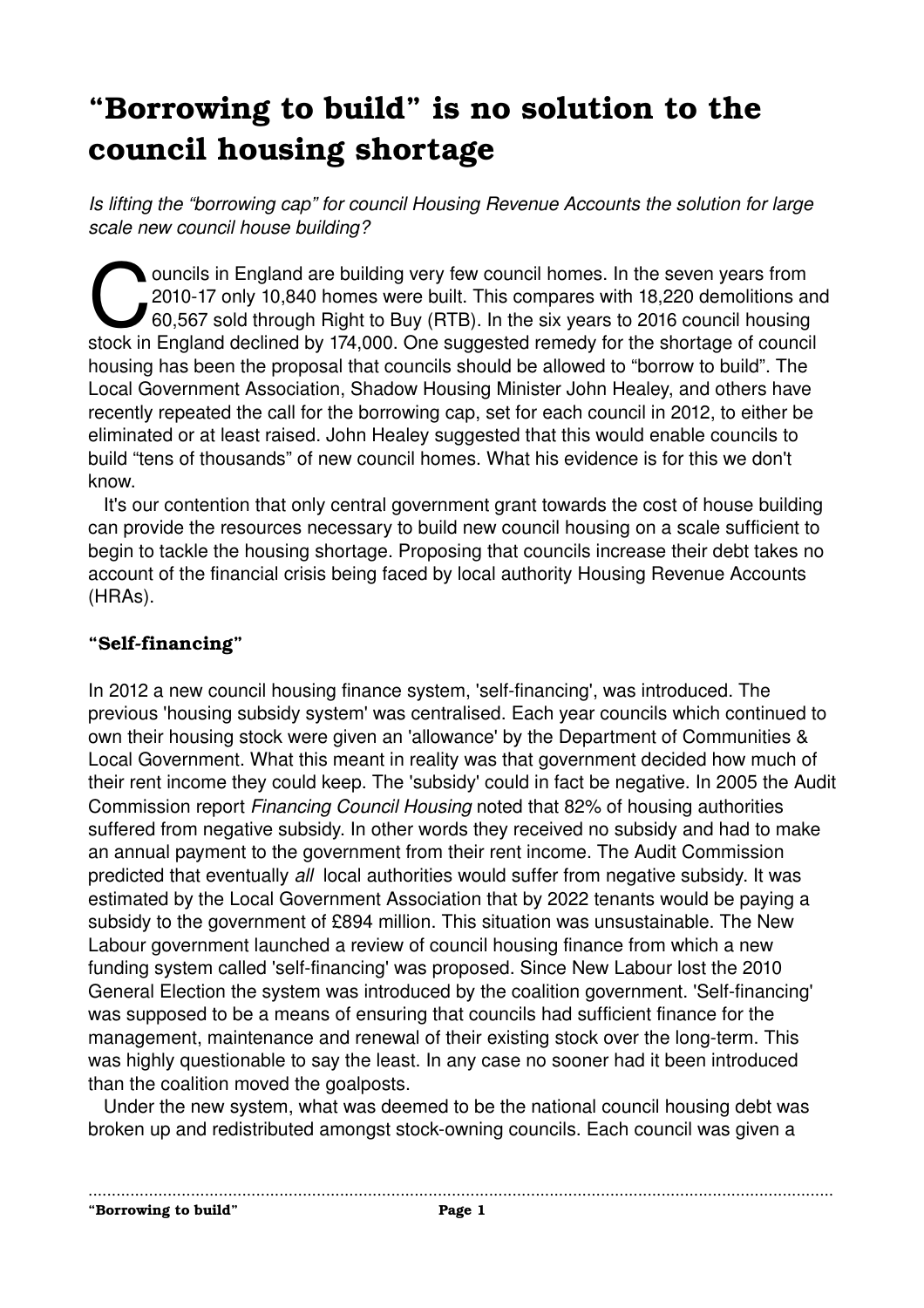# "Borrowing to build" is no solution to the council housing shortage

*Is lifting the "borrowing cap" for council Housing Revenue Accounts the solution for large scale new council house building?*

Councils in England are building very few council homes. In the seven years from 2010-17 only 10,840 homes were built. This compares with 18,220 demolitions and 60,567 sold through Right to Buy (RTB). In the six years to 2016 council housing stock in England declined by 174,000. One suggested remedy for the shortage of council housing has been the proposal that councils should be allowed to "borrow to build". The Local Government Association, Shadow Housing Minister John Healey, and others have recently repeated the call for the borrowing cap, set for each council in 2012, to either be eliminated or at least raised. John Healey suggested that this would enable councils to build "tens of thousands" of new council homes. What his evidence is for this we don't know.

It's our contention that only central government grant towards the cost of house building can provide the resources necessary to build new council housing on a scale sufficient to begin to tackle the housing shortage. Proposing that councils increase their debt takes no account of the financial crisis being faced by local authority Housing Revenue Accounts (HRAs).

### "Self-financing"

In 2012 a new council housing finance system, 'self-financing', was introduced. The previous 'housing subsidy system' was centralised. Each year councils which continued to own their housing stock were given an 'allowance' by the Department of Communities & Local Government. What this meant in reality was that government decided how much of their rent income they could keep. The 'subsidy' could in fact be negative. In 2005 the Audit Commission report *Financing Council Housing* noted that 82% of housing authorities suffered from negative subsidy. In other words they received no subsidy and had to make an annual payment to the government from their rent income. The Audit Commission predicted that eventually *all* local authorities would suffer from negative subsidy. It was estimated by the Local Government Association that by 2022 tenants would be paying a subsidy to the government of £894 million. This situation was unsustainable. The New Labour government launched a review of council housing finance from which a new funding system called 'self-financing' was proposed. Since New Labour lost the 2010 General Election the system was introduced by the coalition government. 'Self-financing' was supposed to be a means of ensuring that councils had sufficient finance for the management, maintenance and renewal of their existing stock over the long-term. This was highly questionable to say the least. In any case no sooner had it been introduced than the coalition moved the goalposts.

Under the new system, what was deemed to be the national council housing debt was broken up and redistributed amongst stock-owning councils. Each council was given a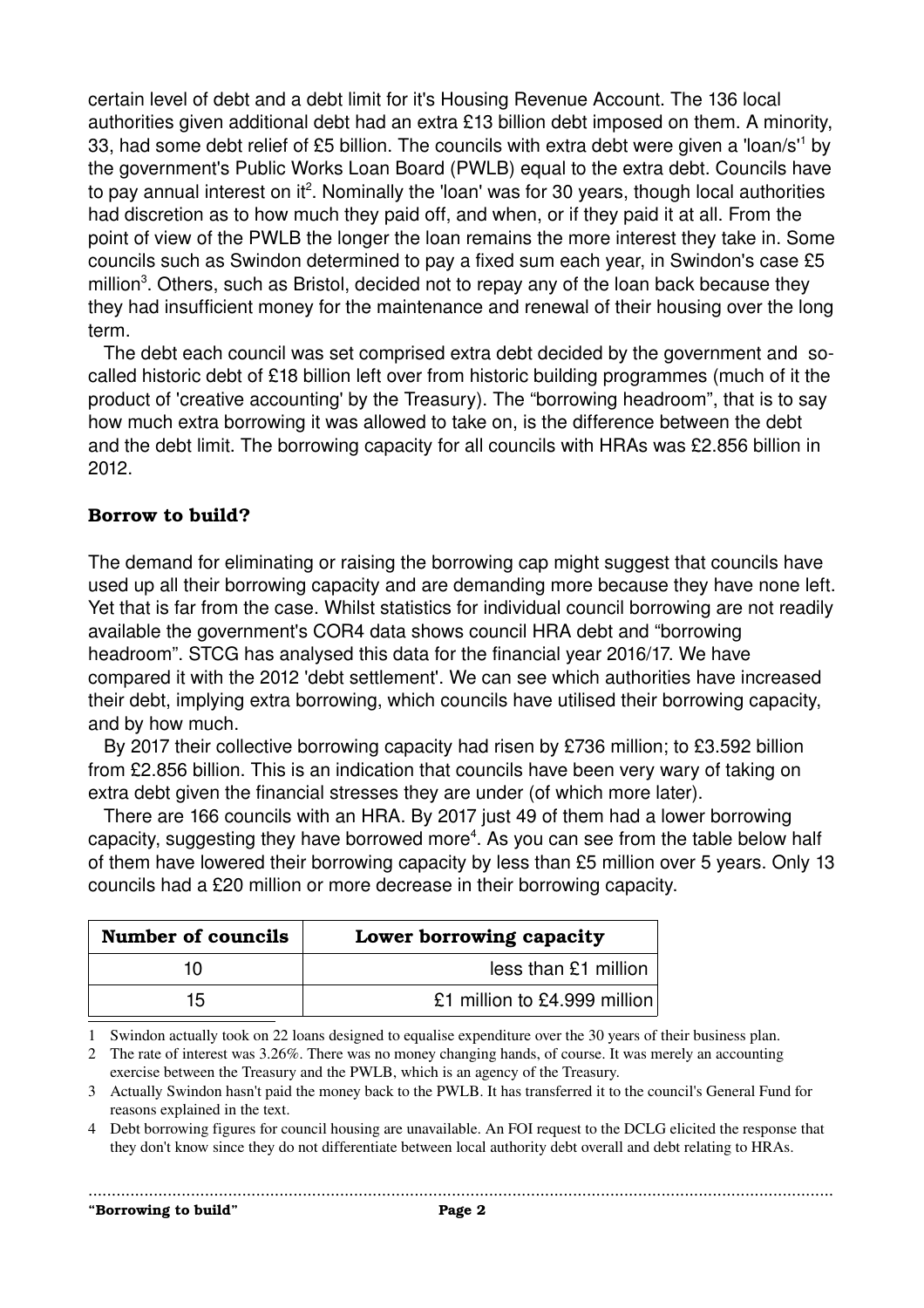certain level of debt and a debt limit for it's Housing Revenue Account. The 136 local authorities given additional debt had an extra £13 billion debt imposed on them. A minority, 33, had some debt relief of £5 billion. The councils with extra debt were given a 'loan/s'[1] by the government's Public Works Loan Board (PWLB) equal to the extra debt. Councils have to pay annual interest on it[2]. Nominally the 'loan' was for 30 years, though local authorities had discretion as to how much they paid off, and when, or if they paid it at all. From the point of view of the PWLB the longer the loan remains the more interest they take in. Some councils such as Swindon determined to pay a fixed sum each year, in Swindon's case £5 million[3]. Others, such as Bristol, decided not to repay any of the loan back because they they had insufficient money for the maintenance and renewal of their housing over the long term.

The debt each council was set comprised extra debt decided by the government and so-called historic debt of £18 billion left over from historic building programmes (much of it the product of 'creative accounting' by the Treasury). The "borrowing headroom", that is to say how much extra borrowing it was allowed to take on, is the difference between the debt and the debt limit. The borrowing capacity for all councils with HRAs was £2.856 billion in 2012.

## Borrow to build?

The demand for eliminating or raising the borrowing cap might suggest that councils have used up all their borrowing capacity and are demanding more because they have none left. Yet that is far from the case. Whilst statistics for individual council borrowing are not readily available the government's COR4 data shows council HRA debt and "borrowing headroom". STCG has analysed this data for the financial year 2016/17. We have compared it with the 2012 'debt settlement'. We can see which authorities have increased their debt, implying extra borrowing, which councils have utilised their borrowing capacity, and by how much.

By 2017 their collective borrowing capacity had risen by £736 million; to £3.592 billion from £2.856 billion. This is an indication that councils have been very wary of taking on extra debt given the financial stresses they are under (of which more later).

There are 166 councils with an HRA. By 2017 just 49 of them had a lower borrowing capacity, suggesting they have borrowed more[4]. As you can see from the table below half of them have lowered their borrowing capacity by less than £5 million over 5 years. Only 13 councils had a £20 million or more decrease in their borrowing capacity.

| Number of councils | Lower borrowing capacity |
|---|---|
| 10 | less than £1 million |
| 15 | £1 million to £4.999 million |

1 Swindon actually took on 22 loans designed to equalise expenditure over the 30 years of their business plan.

2 The rate of interest was 3.26%. There was no money changing hands, of course. It was merely an accounting exercise between the Treasury and the PWLB, which is an agency of the Treasury.

3 Actually Swindon hasn't paid the money back to the PWLB. It has transferred it to the council's General Fund for reasons explained in the text.

4 Debt borrowing figures for council housing are unavailable. An FOI request to the DCLG elicited the response that they don't know since they do not differentiate between local authority debt overall and debt relating to HRAs.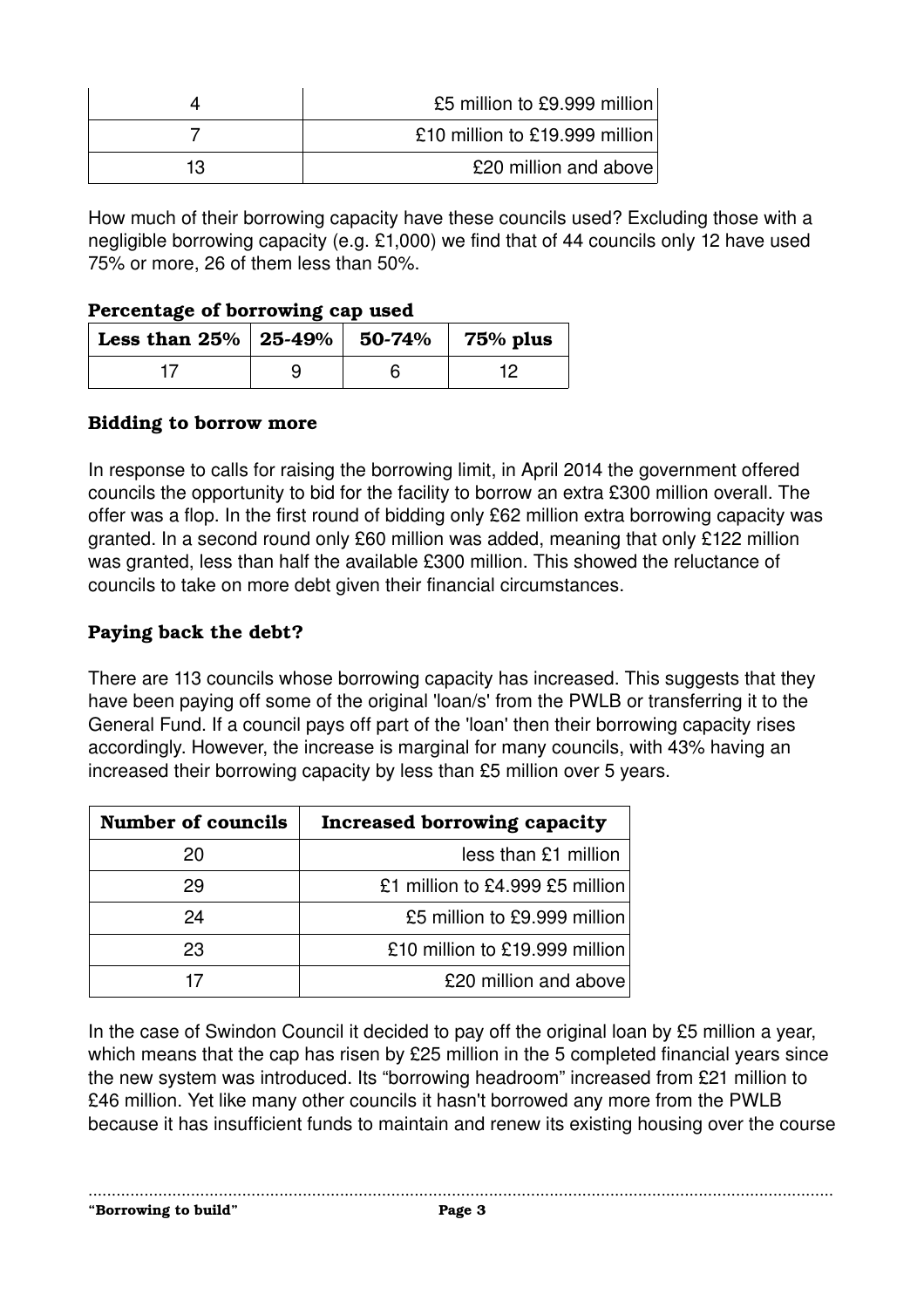| | |
|---|---|
| 4 | £5 million to £9.999 million |
| 7 | £10 million to £19.999 million |
| 13 | £20 million and above |

How much of their borrowing capacity have these councils used? Excluding those with a negligible borrowing capacity (e.g. £1,000) we find that of 44 councils only 12 have used 75% or more, 26 of them less than 50%.

**Percentage of borrowing cap used**

| Less than 25% | 25-49% | 50-74% | 75% plus |
|---|---|---|---|
| 17 | 9 | 6 | 12 |

### Bidding to borrow more

In response to calls for raising the borrowing limit, in April 2014 the government offered councils the opportunity to bid for the facility to borrow an extra £300 million overall. The offer was a flop. In the first round of bidding only £62 million extra borrowing capacity was granted. In a second round only £60 million was added, meaning that only £122 million was granted, less than half the available £300 million. This showed the reluctance of councils to take on more debt given their financial circumstances.

### Paying back the debt?

There are 113 councils whose borrowing capacity has increased. This suggests that they have been paying off some of the original 'loan/s' from the PWLB or transferring it to the General Fund. If a council pays off part of the 'loan' then their borrowing capacity rises accordingly. However, the increase is marginal for many councils, with 43% having an increased their borrowing capacity by less than £5 million over 5 years.

| Number of councils | Increased borrowing capacity |
|---|---|
| 20 | less than £1 million |
| 29 | £1 million to £4.999 £5 million |
| 24 | £5 million to £9.999 million |
| 23 | £10 million to £19.999 million |
| 17 | £20 million and above |

In the case of Swindon Council it decided to pay off the original loan by £5 million a year, which means that the cap has risen by £25 million in the 5 completed financial years since the new system was introduced. Its "borrowing headroom" increased from £21 million to £46 million. Yet like many other councils it hasn't borrowed any more from the PWLB because it has insufficient funds to maintain and renew its existing housing over the course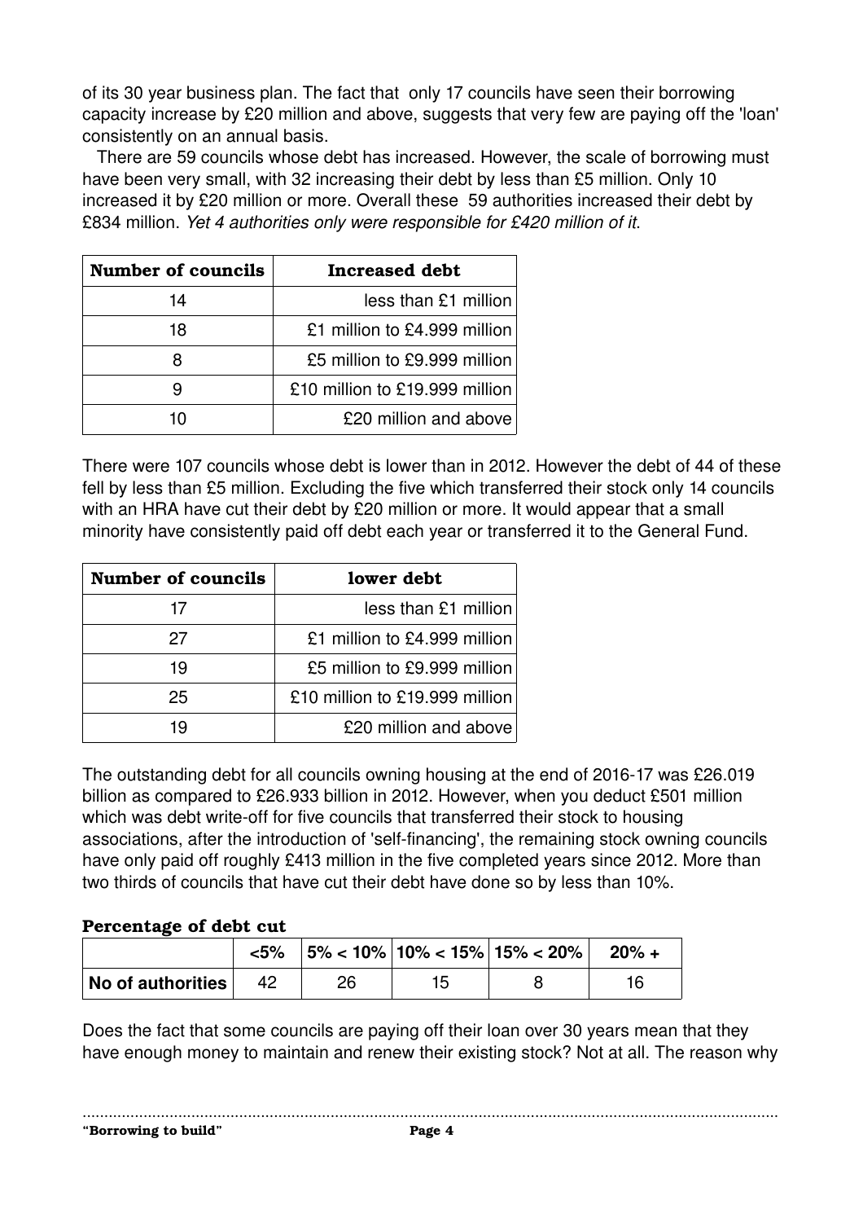of its 30 year business plan. The fact that only 17 councils have seen their borrowing capacity increase by £20 million and above, suggests that very few are paying off the 'loan' consistently on an annual basis.

There are 59 councils whose debt has increased. However, the scale of borrowing must have been very small, with 32 increasing their debt by less than £5 million. Only 10 increased it by £20 million or more. Overall these 59 authorities increased their debt by £834 million. *Yet 4 authorities only were responsible for £420 million of it.*

| Number of councils | Increased debt |
|---|---|
| 14 | less than £1 million |
| 18 | £1 million to £4.999 million |
| 8 | £5 million to £9.999 million |
| 9 | £10 million to £19.999 million |
| 10 | £20 million and above |

There were 107 councils whose debt is lower than in 2012. However the debt of 44 of these fell by less than £5 million. Excluding the five which transferred their stock only 14 councils with an HRA have cut their debt by £20 million or more. It would appear that a small minority have consistently paid off debt each year or transferred it to the General Fund.

| Number of councils | lower debt |
|---|---|
| 17 | less than £1 million |
| 27 | £1 million to £4.999 million |
| 19 | £5 million to £9.999 million |
| 25 | £10 million to £19.999 million |
| 19 | £20 million and above |

The outstanding debt for all councils owning housing at the end of 2016-17 was £26.019 billion as compared to £26.933 billion in 2012. However, when you deduct £501 million which was debt write-off for five councils that transferred their stock to housing associations, after the introduction of 'self-financing', the remaining stock owning councils have only paid off roughly £413 million in the five completed years since 2012. More than two thirds of councils that have cut their debt have done so by less than 10%.

**Percentage of debt cut**

| | <5% | 5% < 10% | 10% < 15% | 15% < 20% | 20% + |
|---|---|---|---|---|---|
| No of authorities | 42 | 26 | 15 | 8 | 16 |

Does the fact that some councils are paying off their loan over 30 years mean that they have enough money to maintain and renew their existing stock? Not at all. The reason why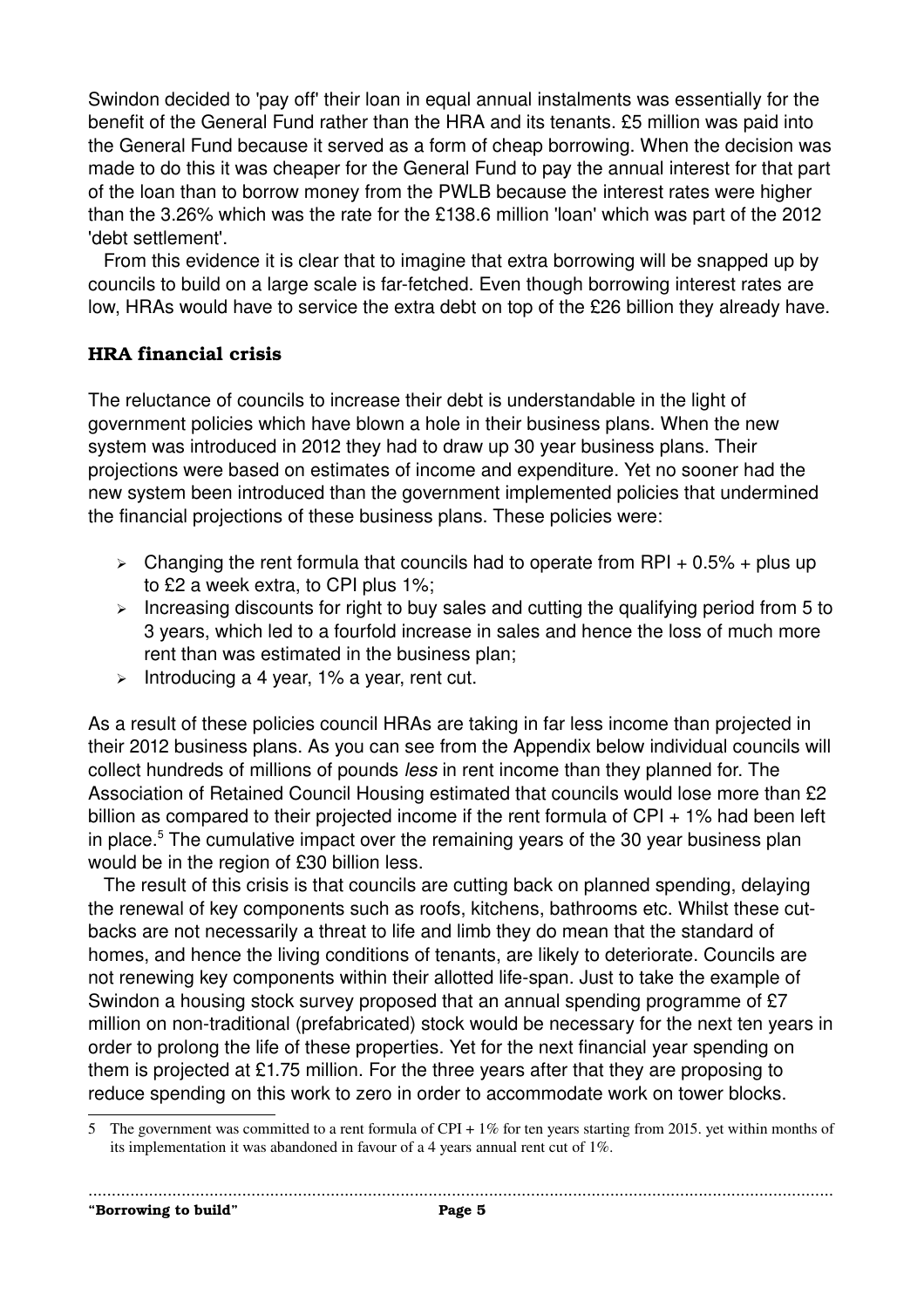Swindon decided to 'pay off' their loan in equal annual instalments was essentially for the benefit of the General Fund rather than the HRA and its tenants. £5 million was paid into the General Fund because it served as a form of cheap borrowing. When the decision was made to do this it was cheaper for the General Fund to pay the annual interest for that part of the loan than to borrow money from the PWLB because the interest rates were higher than the 3.26% which was the rate for the £138.6 million 'loan' which was part of the 2012 'debt settlement'.

From this evidence it is clear that to imagine that extra borrowing will be snapped up by councils to build on a large scale is far-fetched. Even though borrowing interest rates are low, HRAs would have to service the extra debt on top of the £26 billion they already have.

### HRA financial crisis

The reluctance of councils to increase their debt is understandable in the light of government policies which have blown a hole in their business plans. When the new system was introduced in 2012 they had to draw up 30 year business plans. Their projections were based on estimates of income and expenditure. Yet no sooner had the new system been introduced than the government implemented policies that undermined the financial projections of these business plans. These policies were:

- Changing the rent formula that councils had to operate from RPI + 0.5% + plus up to £2 a week extra, to CPI plus 1%;
- Increasing discounts for right to buy sales and cutting the qualifying period from 5 to 3 years, which led to a fourfold increase in sales and hence the loss of much more rent than was estimated in the business plan;
- Introducing a 4 year, 1% a year, rent cut.

As a result of these policies council HRAs are taking in far less income than projected in their 2012 business plans. As you can see from the Appendix below individual councils will collect hundreds of millions of pounds *less* in rent income than they planned for. The Association of Retained Council Housing estimated that councils would lose more than £2 billion as compared to their projected income if the rent formula of CPI + 1% had been left in place.[5] The cumulative impact over the remaining years of the 30 year business plan would be in the region of £30 billion less.

The result of this crisis is that councils are cutting back on planned spending, delaying the renewal of key components such as roofs, kitchens, bathrooms etc. Whilst these cut-backs are not necessarily a threat to life and limb they do mean that the standard of homes, and hence the living conditions of tenants, are likely to deteriorate. Councils are not renewing key components within their allotted life-span. Just to take the example of Swindon a housing stock survey proposed that an annual spending programme of £7 million on non-traditional (prefabricated) stock would be necessary for the next ten years in order to prolong the life of these properties. Yet for the next financial year spending on them is projected at £1.75 million. For the three years after that they are proposing to reduce spending on this work to zero in order to accommodate work on tower blocks.

---

5 The government was committed to a rent formula of CPI + 1% for ten years starting from 2015. yet within months of its implementation it was abandoned in favour of a 4 years annual rent cut of 1%.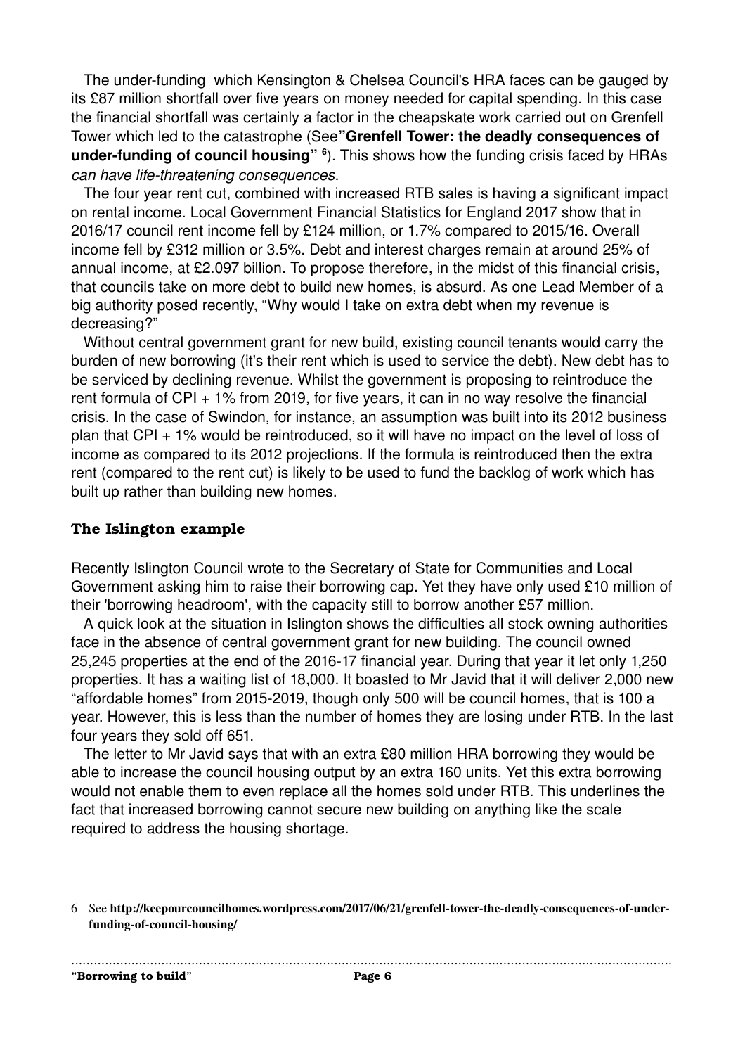The under-funding which Kensington & Chelsea Council's HRA faces can be gauged by its £87 million shortfall over five years on money needed for capital spending. In this case the financial shortfall was certainly a factor in the cheapskate work carried out on Grenfell Tower which led to the catastrophe (See **"Grenfell Tower: the deadly consequences of under-funding of council housing"** [6]). This shows how the funding crisis faced by HRAs *can have life-threatening consequences*.

The four year rent cut, combined with increased RTB sales is having a significant impact on rental income. Local Government Financial Statistics for England 2017 show that in 2016/17 council rent income fell by £124 million, or 1.7% compared to 2015/16. Overall income fell by £312 million or 3.5%. Debt and interest charges remain at around 25% of annual income, at £2.097 billion. To propose therefore, in the midst of this financial crisis, that councils take on more debt to build new homes, is absurd. As one Lead Member of a big authority posed recently, "Why would I take on extra debt when my revenue is decreasing?"

Without central government grant for new build, existing council tenants would carry the burden of new borrowing (it's their rent which is used to service the debt). New debt has to be serviced by declining revenue. Whilst the government is proposing to reintroduce the rent formula of CPI + 1% from 2019, for five years, it can in no way resolve the financial crisis. In the case of Swindon, for instance, an assumption was built into its 2012 business plan that CPI + 1% would be reintroduced, so it will have no impact on the level of loss of income as compared to its 2012 projections. If the formula is reintroduced then the extra rent (compared to the rent cut) is likely to be used to fund the backlog of work which has built up rather than building new homes.

### The Islington example

Recently Islington Council wrote to the Secretary of State for Communities and Local Government asking him to raise their borrowing cap. Yet they have only used £10 million of their 'borrowing headroom', with the capacity still to borrow another £57 million.

A quick look at the situation in Islington shows the difficulties all stock owning authorities face in the absence of central government grant for new building. The council owned 25,245 properties at the end of the 2016-17 financial year. During that year it let only 1,250 properties. It has a waiting list of 18,000. It boasted to Mr Javid that it will deliver 2,000 new "affordable homes" from 2015-2019, though only 500 will be council homes, that is 100 a year. However, this is less than the number of homes they are losing under RTB. In the last four years they sold off 651.

The letter to Mr Javid says that with an extra £80 million HRA borrowing they would be able to increase the council housing output by an extra 160 units. Yet this extra borrowing would not enable them to even replace all the homes sold under RTB. This underlines the fact that increased borrowing cannot secure new building on anything like the scale required to address the housing shortage.

---

6 See **http://keepourcouncilhomes.wordpress.com/2017/06/21/grenfell-tower-the-deadly-consequences-of-under-funding-of-council-housing/**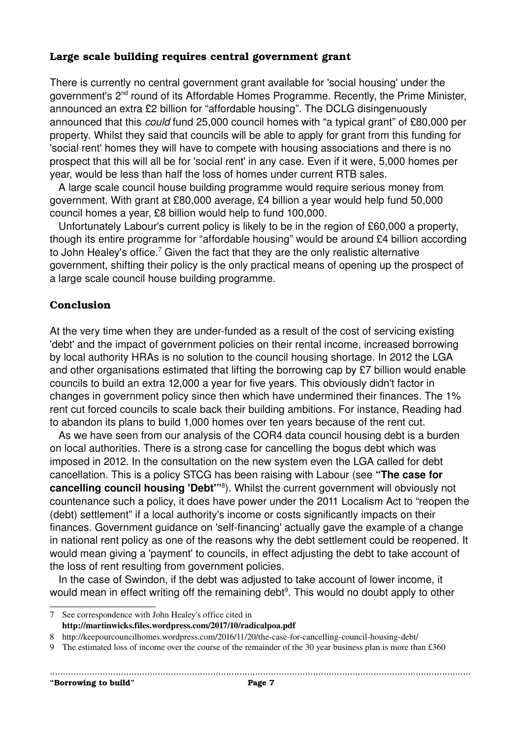## Large scale building requires central government grant

There is currently no central government grant available for 'social housing' under the government's 2nd round of its Affordable Homes Programme. Recently, the Prime Minister, announced an extra £2 billion for "affordable housing". The DCLG disingenuously announced that this *could* fund 25,000 council homes with "a typical grant" of £80,000 per property. Whilst they said that councils will be able to apply for grant from this funding for 'social rent' homes they will have to compete with housing associations and there is no prospect that this will all be for 'social rent' in any case. Even if it were, 5,000 homes per year, would be less than half the loss of homes under current RTB sales.

A large scale council house building programme would require serious money from government. With grant at £80,000 average, £4 billion a year would help fund 50,000 council homes a year, £8 billion would help to fund 100,000.

Unfortunately Labour's current policy is likely to be in the region of £60,000 a property, though its entire programme for "affordable housing" would be around £4 billion according to John Healey's office.[7] Given the fact that they are the only realistic alternative government, shifting their policy is the only practical means of opening up the prospect of a large scale council house building programme.

## Conclusion

At the very time when they are under-funded as a result of the cost of servicing existing 'debt' and the impact of government policies on their rental income, increased borrowing by local authority HRAs is no solution to the council housing shortage. In 2012 the LGA and other organisations estimated that lifting the borrowing cap by £7 billion would enable councils to build an extra 12,000 a year for five years. This obviously didn't factor in changes in government policy since then which have undermined their finances. The 1% rent cut forced councils to scale back their building ambitions. For instance, Reading had to abandon its plans to build 1,000 homes over ten years because of the rent cut.

As we have seen from our analysis of the COR4 data council housing debt is a burden on local authorities. There is a strong case for cancelling the bogus debt which was imposed in 2012. In the consultation on the new system even the LGA called for debt cancellation. This is a policy STCG has been raising with Labour (see **"The case for cancelling council housing 'Debt'"**[8]). Whilst the current government will obviously not countenance such a policy, it does have power under the 2011 Localism Act to "reopen the (debt) settlement" if a local authority's income or costs significantly impacts on their finances. Government guidance on 'self-financing' actually gave the example of a change in national rent policy as one of the reasons why the debt settlement could be reopened. It would mean giving a 'payment' to councils, in effect adjusting the debt to take account of the loss of rent resulting from government policies.

In the case of Swindon, if the debt was adjusted to take account of lower income, it would mean in effect writing off the remaining debt[9]. This would no doubt apply to other

---

7 See correspondence with John Healey's office cited in **http://martinwicks.files.wordpress.com/2017/10/radicalpoa.pdf**

8 http://keepourcouncilhomes.wordpress.com/2016/11/20/the-case-for-cancelling-council-housing-debt/

9 The estimated loss of income over the course of the remainder of the 30 year business plan is more than £360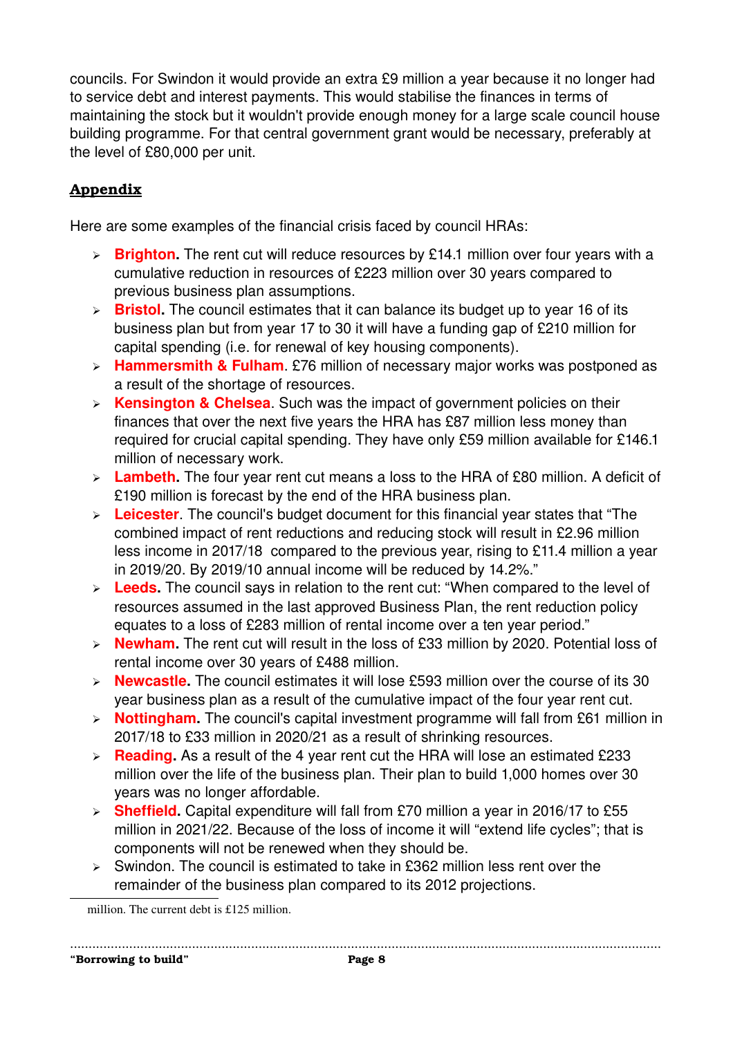councils. For Swindon it would provide an extra £9 million a year because it no longer had to service debt and interest payments. This would stabilise the finances in terms of maintaining the stock but it wouldn't provide enough money for a large scale council house building programme. For that central government grant would be necessary, preferably at the level of £80,000 per unit.

## Appendix

Here are some examples of the financial crisis faced by council HRAs:

- **Brighton.** The rent cut will reduce resources by £14.1 million over four years with a cumulative reduction in resources of £223 million over 30 years compared to previous business plan assumptions.
- **Bristol.** The council estimates that it can balance its budget up to year 16 of its business plan but from year 17 to 30 it will have a funding gap of £210 million for capital spending (i.e. for renewal of key housing components).
- **Hammersmith & Fulham**. £76 million of necessary major works was postponed as a result of the shortage of resources.
- **Kensington & Chelsea**. Such was the impact of government policies on their finances that over the next five years the HRA has £87 million less money than required for crucial capital spending. They have only £59 million available for £146.1 million of necessary work.
- **Lambeth.** The four year rent cut means a loss to the HRA of £80 million. A deficit of £190 million is forecast by the end of the HRA business plan.
- **Leicester**. The council's budget document for this financial year states that "The combined impact of rent reductions and reducing stock will result in £2.96 million less income in 2017/18 compared to the previous year, rising to £11.4 million a year in 2019/20. By 2019/10 annual income will be reduced by 14.2%."
- **Leeds.** The council says in relation to the rent cut: "When compared to the level of resources assumed in the last approved Business Plan, the rent reduction policy equates to a loss of £283 million of rental income over a ten year period."
- **Newham.** The rent cut will result in the loss of £33 million by 2020. Potential loss of rental income over 30 years of £488 million.
- **Newcastle.** The council estimates it will lose £593 million over the course of its 30 year business plan as a result of the cumulative impact of the four year rent cut.
- **Nottingham.** The council's capital investment programme will fall from £61 million in 2017/18 to £33 million in 2020/21 as a result of shrinking resources.
- **Reading.** As a result of the 4 year rent cut the HRA will lose an estimated £233 million over the life of the business plan. Their plan to build 1,000 homes over 30 years was no longer affordable.
- **Sheffield.** Capital expenditure will fall from £70 million a year in 2016/17 to £55 million in 2021/22. Because of the loss of income it will "extend life cycles"; that is components will not be renewed when they should be.
- Swindon. The council is estimated to take in £362 million less rent over the remainder of the business plan compared to its 2012 projections.

million. The current debt is £125 million.